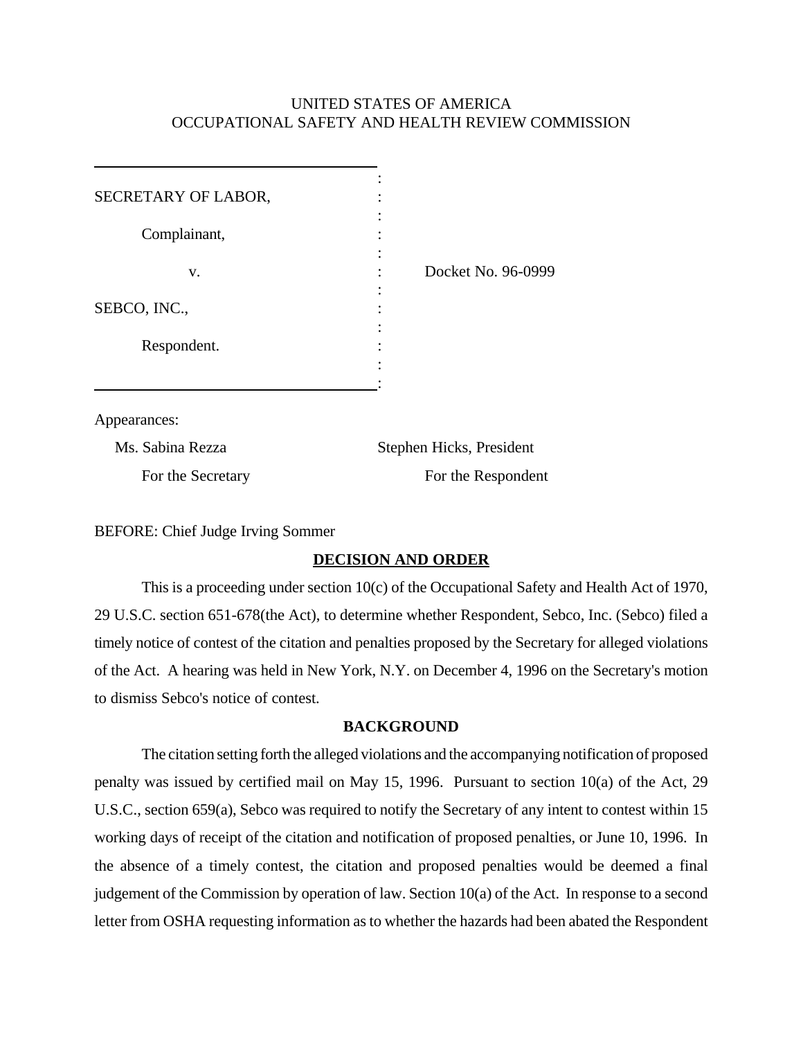UNITED STATES OF AMERICA
OCCUPATIONAL SAFETY AND HEALTH REVIEW COMMISSION

SECRETARY OF LABOR,

Complainant,

v.

SEBCO, INC.,

Respondent.

Docket No. 96-0999

Appearances:

Ms. Sabina Rezza
For the Secretary

Stephen Hicks, President
For the Respondent

BEFORE: Chief Judge Irving Sommer

## DECISION AND ORDER

This is a proceeding under section 10(c) of the Occupational Safety and Health Act of 1970, 29 U.S.C. section 651-678(the Act), to determine whether Respondent, Sebco, Inc. (Sebco) filed a timely notice of contest of the citation and penalties proposed by the Secretary for alleged violations of the Act. A hearing was held in New York, N.Y. on December 4, 1996 on the Secretary's motion to dismiss Sebco's notice of contest.

## BACKGROUND

The citation setting forth the alleged violations and the accompanying notification of proposed penalty was issued by certified mail on May 15, 1996. Pursuant to section 10(a) of the Act, 29 U.S.C., section 659(a), Sebco was required to notify the Secretary of any intent to contest within 15 working days of receipt of the citation and notification of proposed penalties, or June 10, 1996. In the absence of a timely contest, the citation and proposed penalties would be deemed a final judgement of the Commission by operation of law. Section 10(a) of the Act. In response to a second letter from OSHA requesting information as to whether the hazards had been abated the Respondent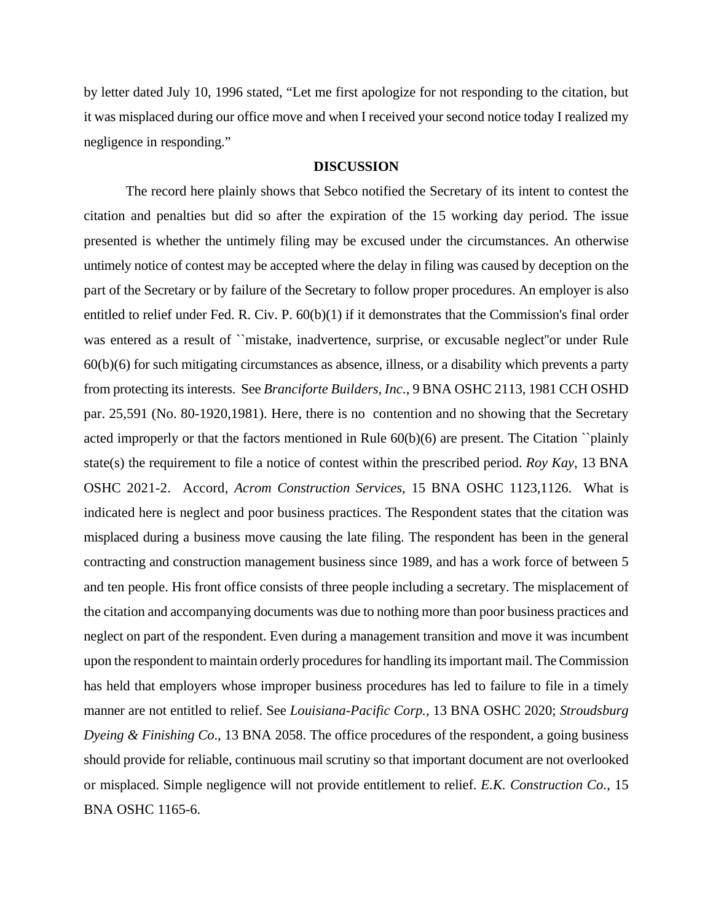by letter dated July 10, 1996 stated, "Let me first apologize for not responding to the citation, but it was misplaced during our office move and when I received your second notice today I realized my negligence in responding."

**DISCUSSION**

The record here plainly shows that Sebco notified the Secretary of its intent to contest the citation and penalties but did so after the expiration of the 15 working day period. The issue presented is whether the untimely filing may be excused under the circumstances. An otherwise untimely notice of contest may be accepted where the delay in filing was caused by deception on the part of the Secretary or by failure of the Secretary to follow proper procedures. An employer is also entitled to relief under Fed. R. Civ. P. 60(b)(1) if it demonstrates that the Commission's final order was entered as a result of ``mistake, inadvertence, surprise, or excusable neglect''or under Rule 60(b)(6) for such mitigating circumstances as absence, illness, or a disability which prevents a party from protecting its interests. See *Branciforte Builders, Inc*., 9 BNA OSHC 2113, 1981 CCH OSHD par. 25,591 (No. 80-1920,1981). Here, there is no contention and no showing that the Secretary acted improperly or that the factors mentioned in Rule 60(b)(6) are present. The Citation ``plainly state(s) the requirement to file a notice of contest within the prescribed period. *Roy Kay*, 13 BNA OSHC 2021-2. Accord, *Acrom Construction Services*, 15 BNA OSHC 1123,1126. What is indicated here is neglect and poor business practices. The Respondent states that the citation was misplaced during a business move causing the late filing. The respondent has been in the general contracting and construction management business since 1989, and has a work force of between 5 and ten people. His front office consists of three people including a secretary. The misplacement of the citation and accompanying documents was due to nothing more than poor business practices and neglect on part of the respondent. Even during a management transition and move it was incumbent upon the respondent to maintain orderly procedures for handling its important mail. The Commission has held that employers whose improper business procedures has led to failure to file in a timely manner are not entitled to relief. See *Louisiana-Pacific Corp.*, 13 BNA OSHC 2020; *Stroudsburg Dyeing & Finishing Co*., 13 BNA 2058. The office procedures of the respondent, a going business should provide for reliable, continuous mail scrutiny so that important document are not overlooked or misplaced. Simple negligence will not provide entitlement to relief. *E.K. Construction Co.*, 15 BNA OSHC 1165-6.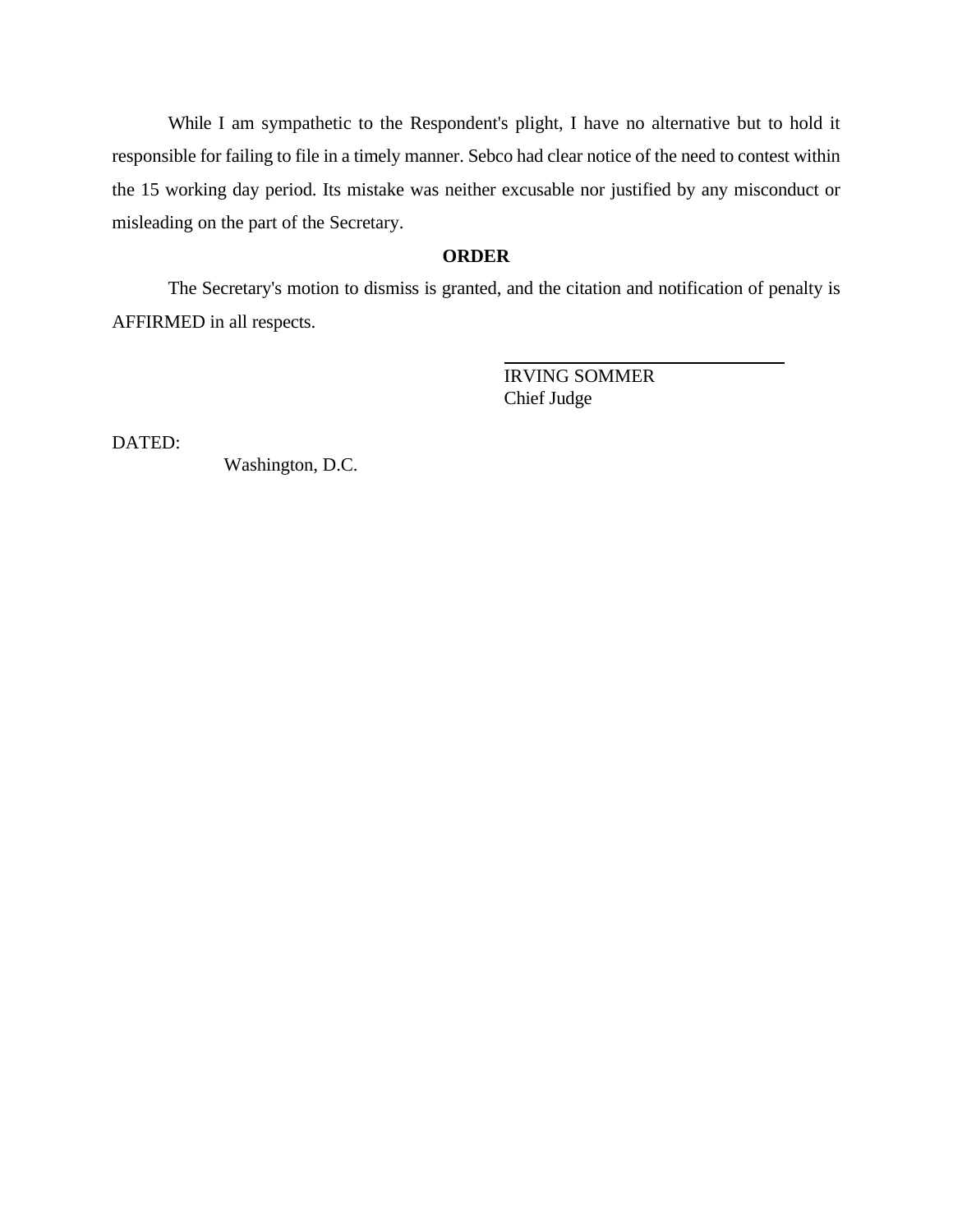While I am sympathetic to the Respondent's plight, I have no alternative but to hold it responsible for failing to file in a timely manner. Sebco had clear notice of the need to contest within the 15 working day period. Its mistake was neither excusable nor justified by any misconduct or misleading on the part of the Secretary.

**ORDER**

The Secretary's motion to dismiss is granted, and the citation and notification of penalty is AFFIRMED in all respects.

IRVING SOMMER
Chief Judge

DATED:
Washington, D.C.